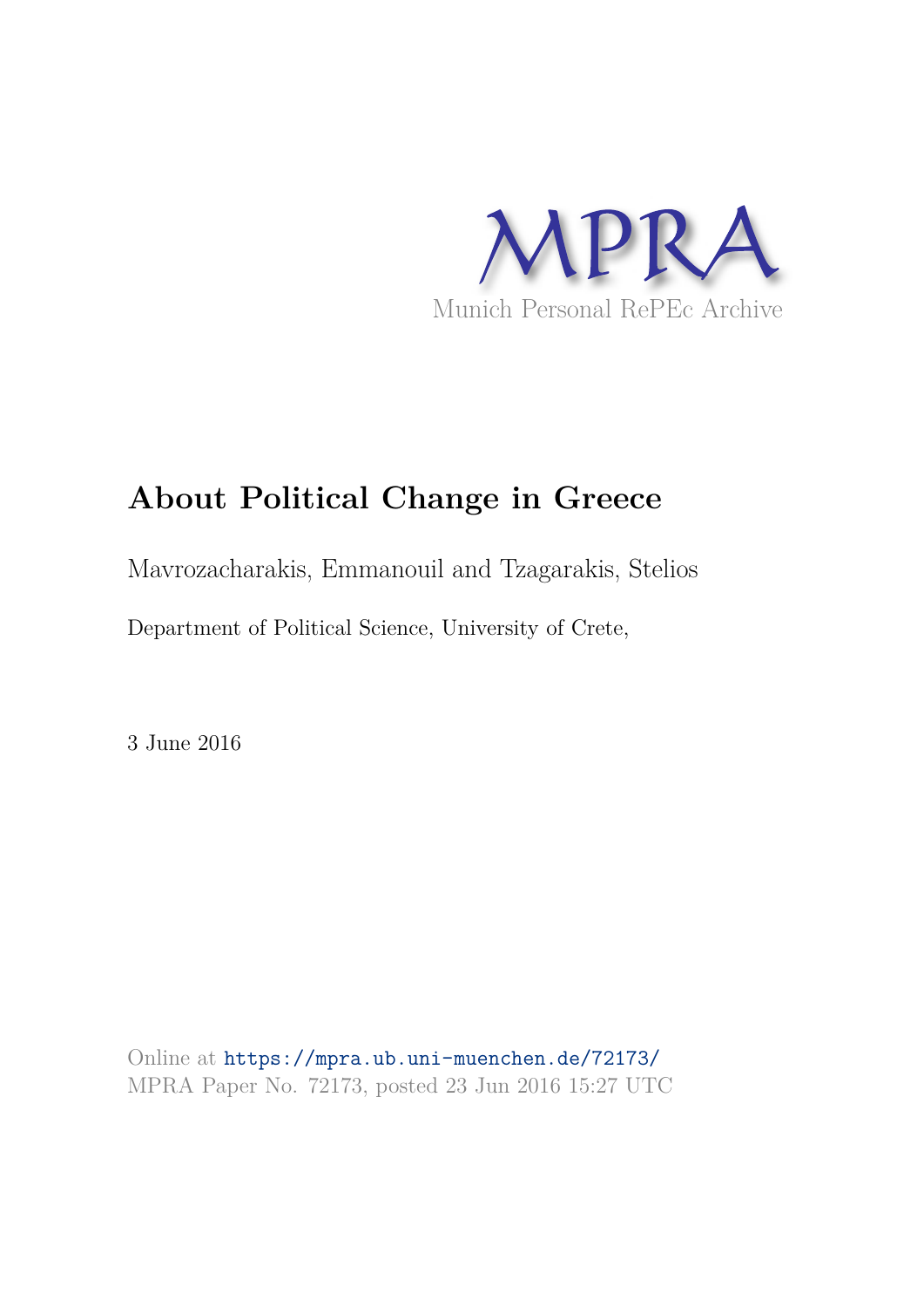MPRA

Munich Personal RePEc Archive

# About Political Change in Greece

Mavrozacharakis, Emmanouil and Tzagarakis, Stelios

Department of Political Science, University of Crete,

3 June 2016

Online at https://mpra.ub.uni-muenchen.de/72173/
MPRA Paper No. 72173, posted 23 Jun 2016 15:27 UTC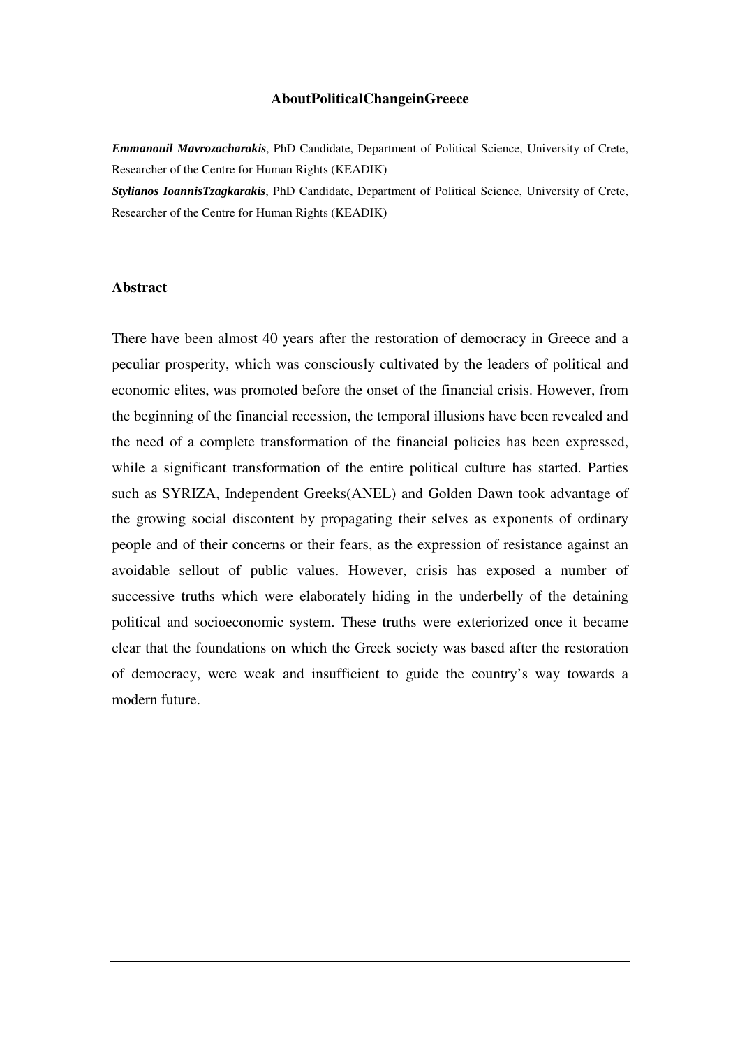# AboutPoliticalChangeinGreece

***Emmanouil Mavrozacharakis***, PhD Candidate, Department of Political Science, University of Crete, Researcher of the Centre for Human Rights (KEADIK)

***Stylianos IoannisTzagkarakis***, PhD Candidate, Department of Political Science, University of Crete, Researcher of the Centre for Human Rights (KEADIK)

## Abstract

There have been almost 40 years after the restoration of democracy in Greece and a peculiar prosperity, which was consciously cultivated by the leaders of political and economic elites, was promoted before the onset of the financial crisis. However, from the beginning of the financial recession, the temporal illusions have been revealed and the need of a complete transformation of the financial policies has been expressed, while a significant transformation of the entire political culture has started. Parties such as SYRIZA, Independent Greeks(ANEL) and Golden Dawn took advantage of the growing social discontent by propagating their selves as exponents of ordinary people and of their concerns or their fears, as the expression of resistance against an avoidable sellout of public values. However, crisis has exposed a number of successive truths which were elaborately hiding in the underbelly of the detaining political and socioeconomic system. These truths were exteriorized once it became clear that the foundations on which the Greek society was based after the restoration of democracy, were weak and insufficient to guide the country's way towards a modern future.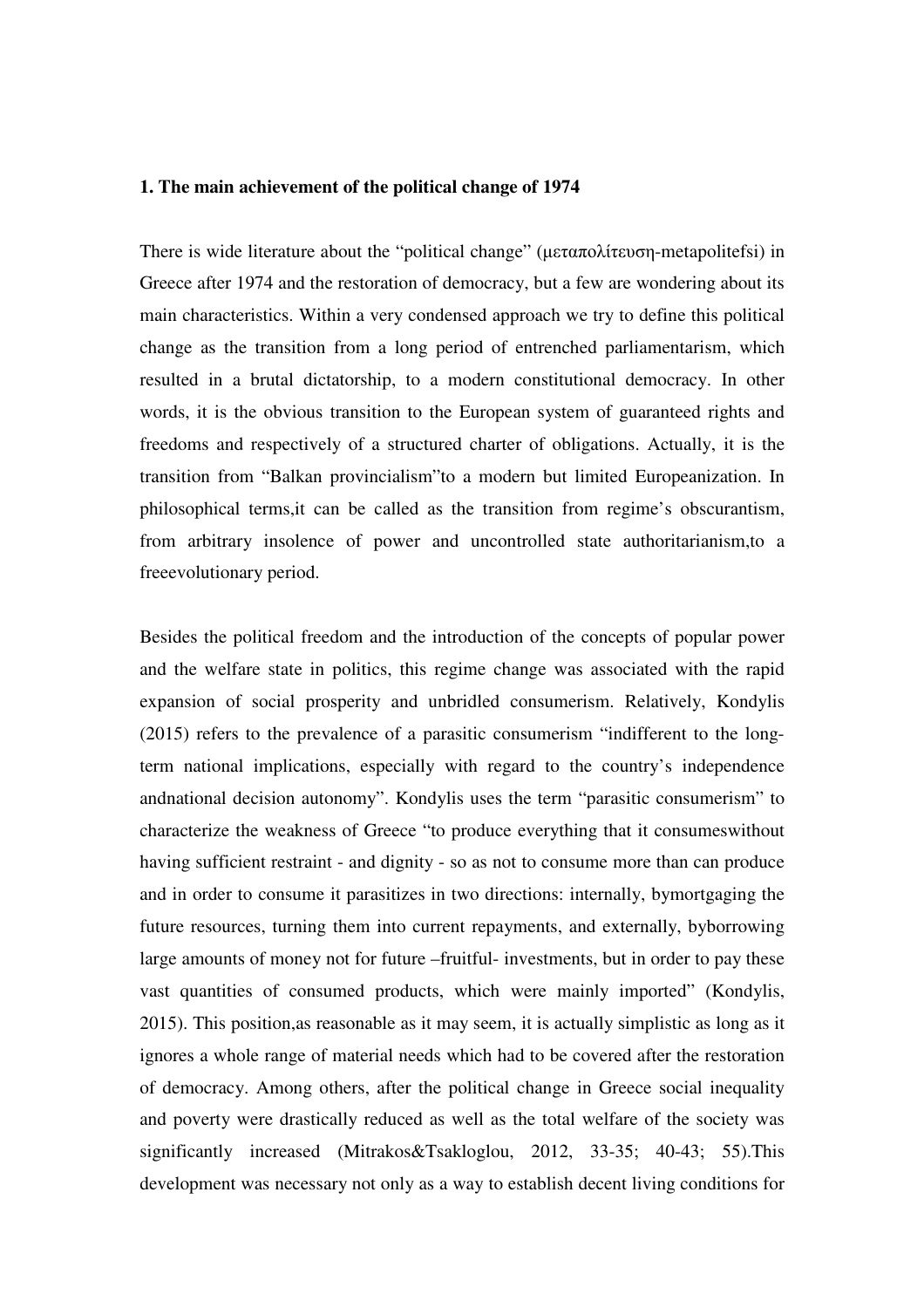**1. The main achievement of the political change of 1974**

There is wide literature about the "political change" (μεταπολίτευση-metapolitefsi) in Greece after 1974 and the restoration of democracy, but a few are wondering about its main characteristics. Within a very condensed approach we try to define this political change as the transition from a long period of entrenched parliamentarism, which resulted in a brutal dictatorship, to a modern constitutional democracy. In other words, it is the obvious transition to the European system of guaranteed rights and freedoms and respectively of a structured charter of obligations. Actually, it is the transition from "Balkan provincialism"to a modern but limited Europeanization. In philosophical terms,it can be called as the transition from regime's obscurantism, from arbitrary insolence of power and uncontrolled state authoritarianism,to a freeevolutionary period.

Besides the political freedom and the introduction of the concepts of popular power and the welfare state in politics, this regime change was associated with the rapid expansion of social prosperity and unbridled consumerism. Relatively, Kondylis (2015) refers to the prevalence of a parasitic consumerism "indifferent to the long-term national implications, especially with regard to the country's independence andnational decision autonomy". Kondylis uses the term "parasitic consumerism" to characterize the weakness of Greece "to produce everything that it consumeswithout having sufficient restraint - and dignity - so as not to consume more than can produce and in order to consume it parasitizes in two directions: internally, bymortgaging the future resources, turning them into current repayments, and externally, byborrowing large amounts of money not for future –fruitful- investments, but in order to pay these vast quantities of consumed products, which were mainly imported" (Kondylis, 2015). This position,as reasonable as it may seem, it is actually simplistic as long as it ignores a whole range of material needs which had to be covered after the restoration of democracy. Among others, after the political change in Greece social inequality and poverty were drastically reduced as well as the total welfare of the society was significantly increased (Mitrakos&Tsakloglou, 2012, 33-35; 40-43; 55).This development was necessary not only as a way to establish decent living conditions for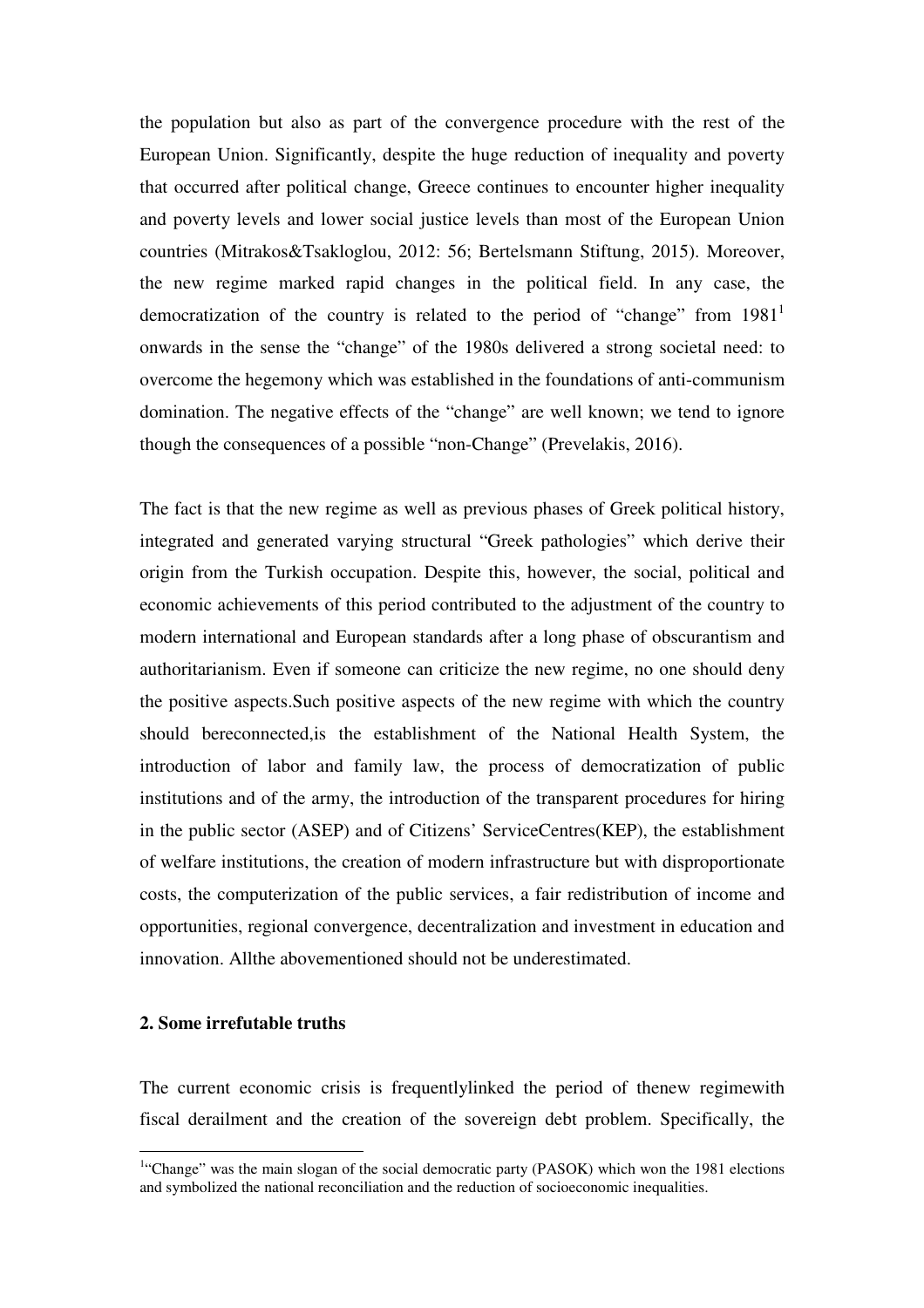the population but also as part of the convergence procedure with the rest of the European Union. Significantly, despite the huge reduction of inequality and poverty that occurred after political change, Greece continues to encounter higher inequality and poverty levels and lower social justice levels than most of the European Union countries (Mitrakos&Tsakloglou, 2012: 56; Bertelsmann Stiftung, 2015). Moreover, the new regime marked rapid changes in the political field. In any case, the democratization of the country is related to the period of "change" from 1981[1] onwards in the sense the "change" of the 1980s delivered a strong societal need: to overcome the hegemony which was established in the foundations of anti-communism domination. The negative effects of the "change" are well known; we tend to ignore though the consequences of a possible "non-Change" (Prevelakis, 2016).

The fact is that the new regime as well as previous phases of Greek political history, integrated and generated varying structural "Greek pathologies" which derive their origin from the Turkish occupation. Despite this, however, the social, political and economic achievements of this period contributed to the adjustment of the country to modern international and European standards after a long phase of obscurantism and authoritarianism. Even if someone can criticize the new regime, no one should deny the positive aspects.Such positive aspects of the new regime with which the country should bereconnected,is the establishment of the National Health System, the introduction of labor and family law, the process of democratization of public institutions and of the army, the introduction of the transparent procedures for hiring in the public sector (ASEP) and of Citizens' ServiceCentres(KEP), the establishment of welfare institutions, the creation of modern infrastructure but with disproportionate costs, the computerization of the public services, a fair redistribution of income and opportunities, regional convergence, decentralization and investment in education and innovation. Allthe abovementioned should not be underestimated.

## 2. Some irrefutable truths

The current economic crisis is frequentlylinked the period of thenew regimewith fiscal derailment and the creation of the sovereign debt problem. Specifically, the

[1]"Change" was the main slogan of the social democratic party (PASOK) which won the 1981 elections and symbolized the national reconciliation and the reduction of socioeconomic inequalities.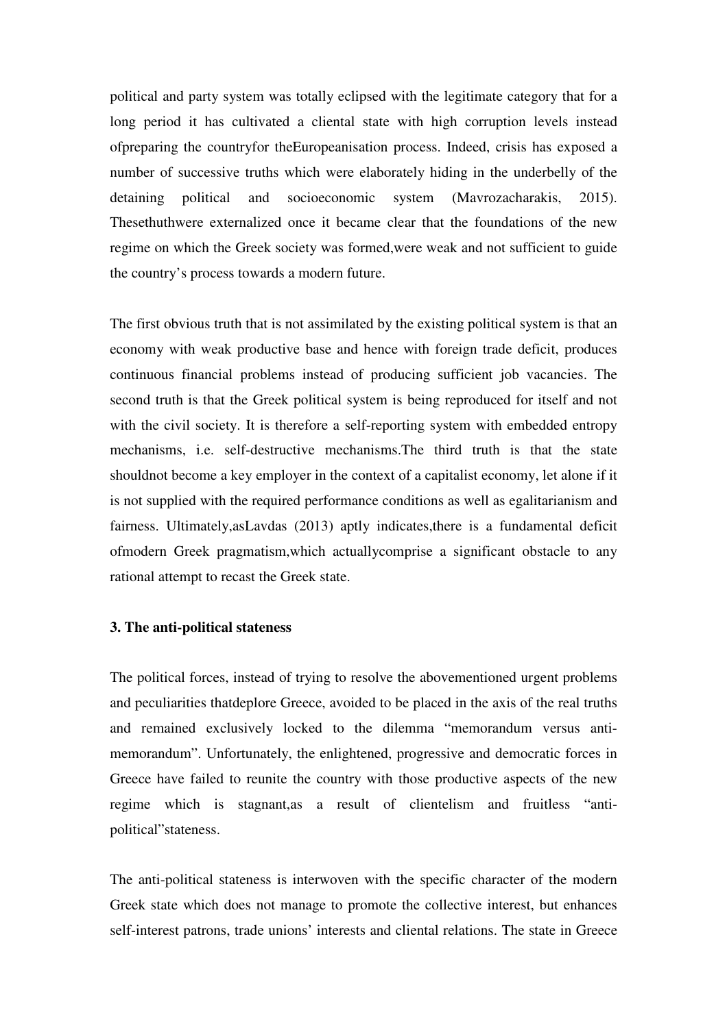political and party system was totally eclipsed with the legitimate category that for a long period it has cultivated a cliental state with high corruption levels instead ofpreparing the countryfor theEuropeanisation process. Indeed, crisis has exposed a number of successive truths which were elaborately hiding in the underbelly of the detaining political and socioeconomic system (Mavrozacharakis, 2015). Thesethuthwere externalized once it became clear that the foundations of the new regime on which the Greek society was formed,were weak and not sufficient to guide the country's process towards a modern future.

The first obvious truth that is not assimilated by the existing political system is that an economy with weak productive base and hence with foreign trade deficit, produces continuous financial problems instead of producing sufficient job vacancies. The second truth is that the Greek political system is being reproduced for itself and not with the civil society. It is therefore a self-reporting system with embedded entropy mechanisms, i.e. self-destructive mechanisms.The third truth is that the state shouldnot become a key employer in the context of a capitalist economy, let alone if it is not supplied with the required performance conditions as well as egalitarianism and fairness. Ultimately,asLavdas (2013) aptly indicates,there is a fundamental deficit ofmodern Greek pragmatism,which actuallycomprise a significant obstacle to any rational attempt to recast the Greek state.

### 3. The anti-political stateness

The political forces, instead of trying to resolve the abovementioned urgent problems and peculiarities thatdeplore Greece, avoided to be placed in the axis of the real truths and remained exclusively locked to the dilemma "memorandum versus anti-memorandum". Unfortunately, the enlightened, progressive and democratic forces in Greece have failed to reunite the country with those productive aspects of the new regime which is stagnant,as a result of clientelism and fruitless "anti-political"stateness.

The anti-political stateness is interwoven with the specific character of the modern Greek state which does not manage to promote the collective interest, but enhances self-interest patrons, trade unions' interests and cliental relations. The state in Greece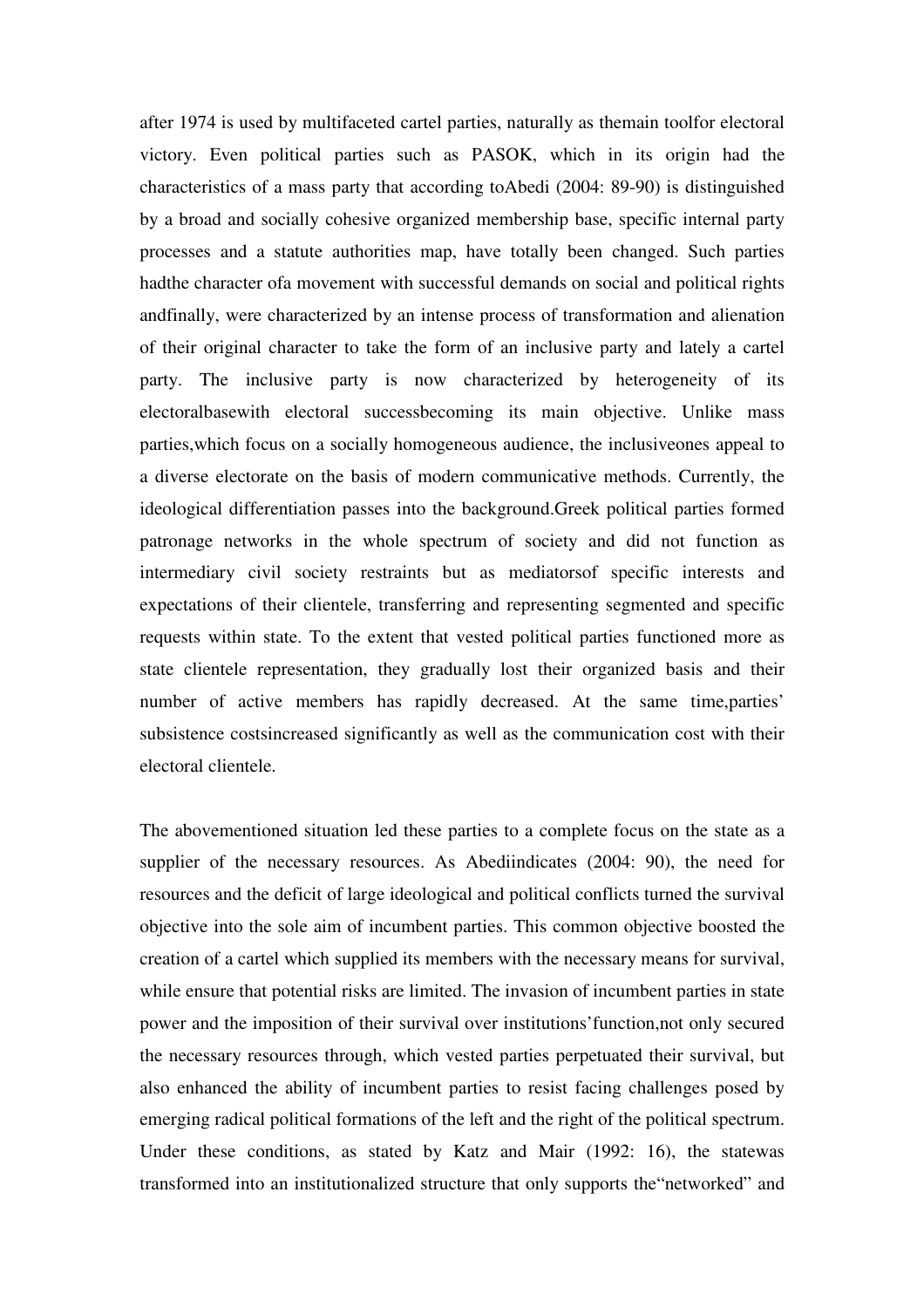after 1974 is used by multifaceted cartel parties, naturally as themain toolfor electoral victory. Even political parties such as PASOK, which in its origin had the characteristics of a mass party that according toAbedi (2004: 89-90) is distinguished by a broad and socially cohesive organized membership base, specific internal party processes and a statute authorities map, have totally been changed. Such parties hadthe character ofa movement with successful demands on social and political rights andfinally, were characterized by an intense process of transformation and alienation of their original character to take the form of an inclusive party and lately a cartel party. The inclusive party is now characterized by heterogeneity of its electoralbasewith electoral successbecoming its main objective. Unlike mass parties,which focus on a socially homogeneous audience, the inclusiveones appeal to a diverse electorate on the basis of modern communicative methods. Currently, the ideological differentiation passes into the background.Greek political parties formed patronage networks in the whole spectrum of society and did not function as intermediary civil society restraints but as mediatorsof specific interests and expectations of their clientele, transferring and representing segmented and specific requests within state. To the extent that vested political parties functioned more as state clientele representation, they gradually lost their organized basis and their number of active members has rapidly decreased. At the same time,parties' subsistence costsincreased significantly as well as the communication cost with their electoral clientele.

The abovementioned situation led these parties to a complete focus on the state as a supplier of the necessary resources. As Abediindicates (2004: 90), the need for resources and the deficit of large ideological and political conflicts turned the survival objective into the sole aim of incumbent parties. This common objective boosted the creation of a cartel which supplied its members with the necessary means for survival, while ensure that potential risks are limited. The invasion of incumbent parties in state power and the imposition of their survival over institutions'function,not only secured the necessary resources through, which vested parties perpetuated their survival, but also enhanced the ability of incumbent parties to resist facing challenges posed by emerging radical political formations of the left and the right of the political spectrum. Under these conditions, as stated by Katz and Mair (1992: 16), the statewas transformed into an institutionalized structure that only supports the"networked" and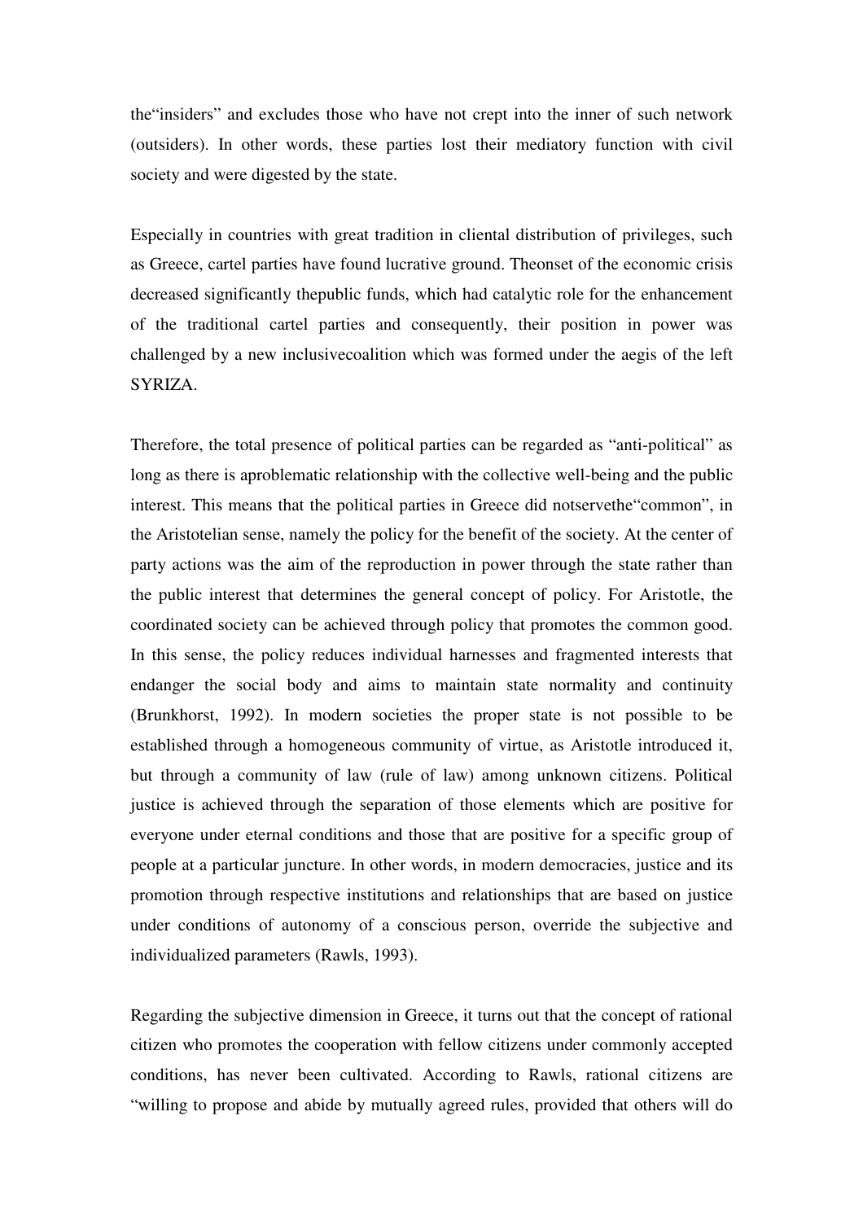the"insiders" and excludes those who have not crept into the inner of such network (outsiders). In other words, these parties lost their mediatory function with civil society and were digested by the state.

Especially in countries with great tradition in cliental distribution of privileges, such as Greece, cartel parties have found lucrative ground. Theonset of the economic crisis decreased significantly thepublic funds, which had catalytic role for the enhancement of the traditional cartel parties and consequently, their position in power was challenged by a new inclusivecoalition which was formed under the aegis of the left SYRIZA.

Therefore, the total presence of political parties can be regarded as "anti-political" as long as there is aproblematic relationship with the collective well-being and the public interest. This means that the political parties in Greece did notservethe"common", in the Aristotelian sense, namely the policy for the benefit of the society. At the center of party actions was the aim of the reproduction in power through the state rather than the public interest that determines the general concept of policy. For Aristotle, the coordinated society can be achieved through policy that promotes the common good. In this sense, the policy reduces individual harnesses and fragmented interests that endanger the social body and aims to maintain state normality and continuity (Brunkhorst, 1992). In modern societies the proper state is not possible to be established through a homogeneous community of virtue, as Aristotle introduced it, but through a community of law (rule of law) among unknown citizens. Political justice is achieved through the separation of those elements which are positive for everyone under eternal conditions and those that are positive for a specific group of people at a particular juncture. In other words, in modern democracies, justice and its promotion through respective institutions and relationships that are based on justice under conditions of autonomy of a conscious person, override the subjective and individualized parameters (Rawls, 1993).

Regarding the subjective dimension in Greece, it turns out that the concept of rational citizen who promotes the cooperation with fellow citizens under commonly accepted conditions, has never been cultivated. According to Rawls, rational citizens are "willing to propose and abide by mutually agreed rules, provided that others will do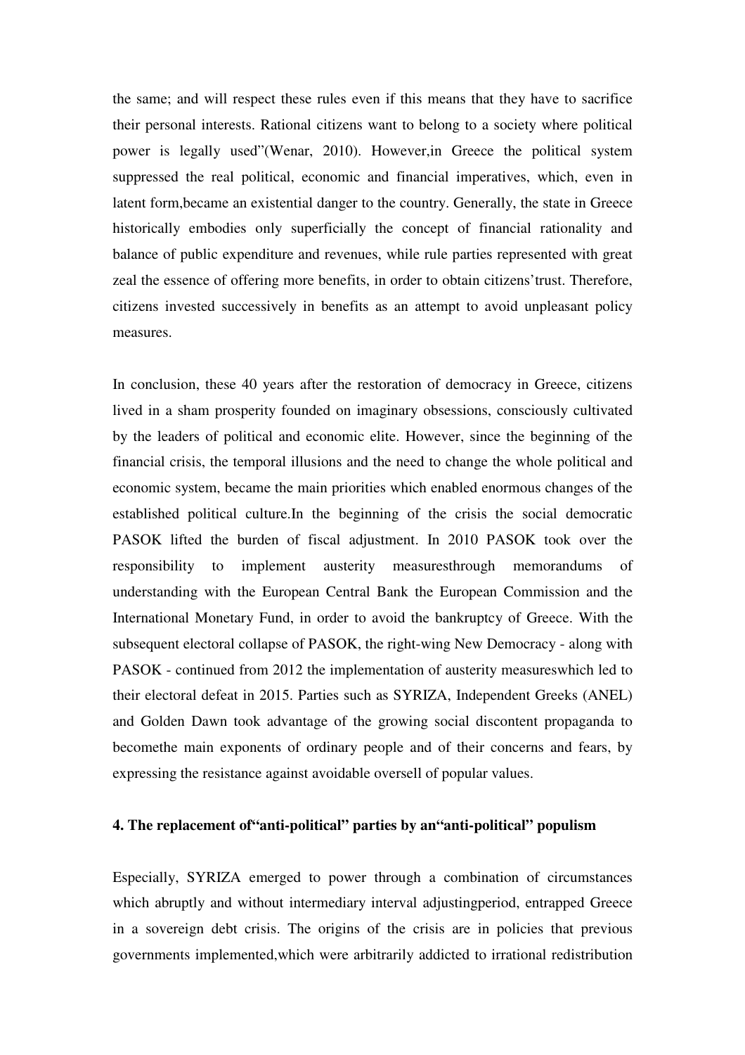the same; and will respect these rules even if this means that they have to sacrifice their personal interests. Rational citizens want to belong to a society where political power is legally used"(Wenar, 2010). However,in Greece the political system suppressed the real political, economic and financial imperatives, which, even in latent form,became an existential danger to the country. Generally, the state in Greece historically embodies only superficially the concept of financial rationality and balance of public expenditure and revenues, while rule parties represented with great zeal the essence of offering more benefits, in order to obtain citizens'trust. Therefore, citizens invested successively in benefits as an attempt to avoid unpleasant policy measures.

In conclusion, these 40 years after the restoration of democracy in Greece, citizens lived in a sham prosperity founded on imaginary obsessions, consciously cultivated by the leaders of political and economic elite. However, since the beginning of the financial crisis, the temporal illusions and the need to change the whole political and economic system, became the main priorities which enabled enormous changes of the established political culture.In the beginning of the crisis the social democratic PASOK lifted the burden of fiscal adjustment. In 2010 PASOK took over the responsibility to implement austerity measuresthrough memorandums of understanding with the European Central Bank the European Commission and the International Monetary Fund, in order to avoid the bankruptcy of Greece. With the subsequent electoral collapse of PASOK, the right-wing New Democracy - along with PASOK - continued from 2012 the implementation of austerity measureswhich led to their electoral defeat in 2015. Parties such as SYRIZA, Independent Greeks (ANEL) and Golden Dawn took advantage of the growing social discontent propaganda to becomethe main exponents of ordinary people and of their concerns and fears, by expressing the resistance against avoidable oversell of popular values.

## 4. The replacement of"anti-political" parties by an"anti-political" populism

Especially, SYRIZA emerged to power through a combination of circumstances which abruptly and without intermediary interval adjustingperiod, entrapped Greece in a sovereign debt crisis. The origins of the crisis are in policies that previous governments implemented,which were arbitrarily addicted to irrational redistribution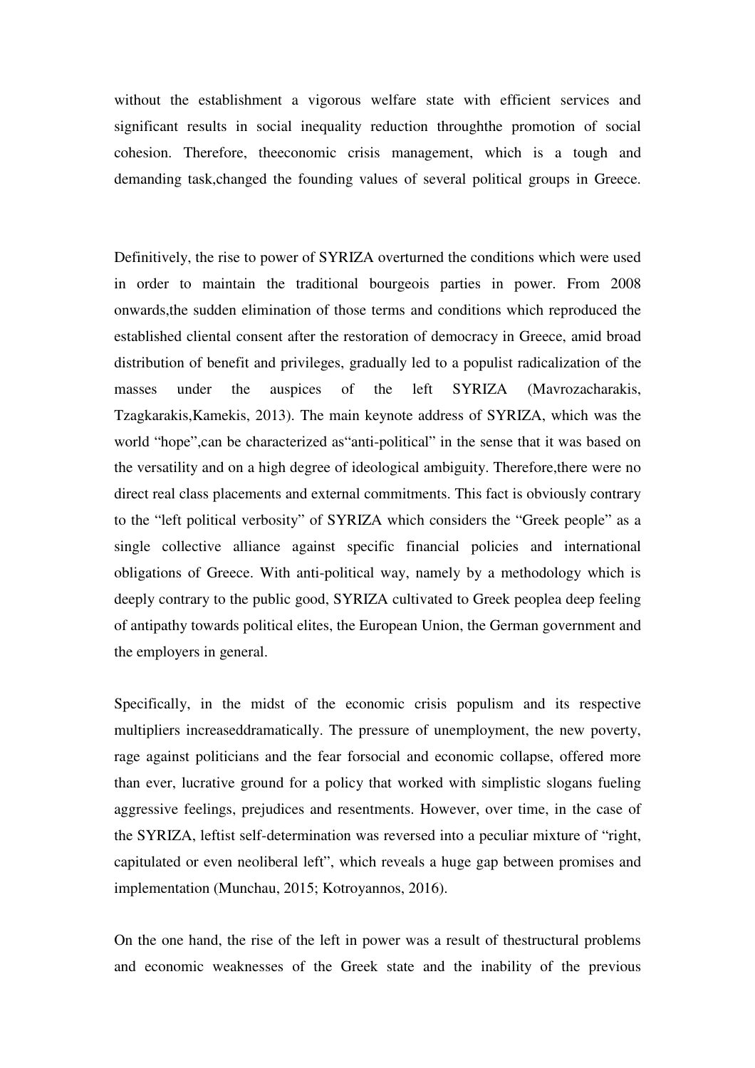without the establishment a vigorous welfare state with efficient services and significant results in social inequality reduction throughthe promotion of social cohesion. Therefore, theeconomic crisis management, which is a tough and demanding task,changed the founding values of several political groups in Greece.

Definitively, the rise to power of SYRIZA overturned the conditions which were used in order to maintain the traditional bourgeois parties in power. From 2008 onwards,the sudden elimination of those terms and conditions which reproduced the established cliental consent after the restoration of democracy in Greece, amid broad distribution of benefit and privileges, gradually led to a populist radicalization of the masses under the auspices of the left SYRIZA (Mavrozacharakis, Tzagkarakis,Kamekis, 2013). The main keynote address of SYRIZA, which was the world "hope",can be characterized as"anti-political" in the sense that it was based on the versatility and on a high degree of ideological ambiguity. Therefore,there were no direct real class placements and external commitments. This fact is obviously contrary to the "left political verbosity" of SYRIZA which considers the "Greek people" as a single collective alliance against specific financial policies and international obligations of Greece. With anti-political way, namely by a methodology which is deeply contrary to the public good, SYRIZA cultivated to Greek peoplea deep feeling of antipathy towards political elites, the European Union, the German government and the employers in general.

Specifically, in the midst of the economic crisis populism and its respective multipliers increaseddramatically. The pressure of unemployment, the new poverty, rage against politicians and the fear forsocial and economic collapse, offered more than ever, lucrative ground for a policy that worked with simplistic slogans fueling aggressive feelings, prejudices and resentments. However, over time, in the case of the SYRIZA, leftist self-determination was reversed into a peculiar mixture of "right, capitulated or even neoliberal left", which reveals a huge gap between promises and implementation (Munchau, 2015; Kotroyannos, 2016).

On the one hand, the rise of the left in power was a result of thestructural problems and economic weaknesses of the Greek state and the inability of the previous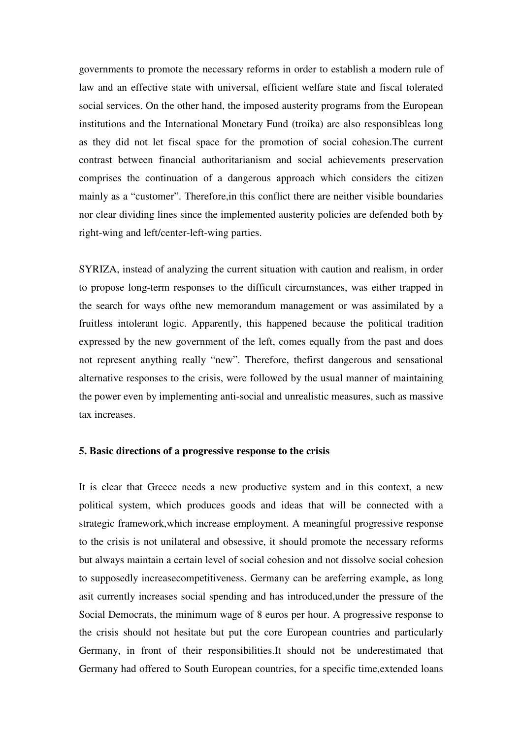governments to promote the necessary reforms in order to establish a modern rule of law and an effective state with universal, efficient welfare state and fiscal tolerated social services. On the other hand, the imposed austerity programs from the European institutions and the International Monetary Fund (troika) are also responsibleas long as they did not let fiscal space for the promotion of social cohesion.The current contrast between financial authoritarianism and social achievements preservation comprises the continuation of a dangerous approach which considers the citizen mainly as a "customer". Therefore,in this conflict there are neither visible boundaries nor clear dividing lines since the implemented austerity policies are defended both by right-wing and left/center-left-wing parties.

SYRIZA, instead of analyzing the current situation with caution and realism, in order to propose long-term responses to the difficult circumstances, was either trapped in the search for ways ofthe new memorandum management or was assimilated by a fruitless intolerant logic. Apparently, this happened because the political tradition expressed by the new government of the left, comes equally from the past and does not represent anything really "new". Therefore, thefirst dangerous and sensational alternative responses to the crisis, were followed by the usual manner of maintaining the power even by implementing anti-social and unrealistic measures, such as massive tax increases.

### 5. Basic directions of a progressive response to the crisis

It is clear that Greece needs a new productive system and in this context, a new political system, which produces goods and ideas that will be connected with a strategic framework,which increase employment. A meaningful progressive response to the crisis is not unilateral and obsessive, it should promote the necessary reforms but always maintain a certain level of social cohesion and not dissolve social cohesion to supposedly increasecompetitiveness. Germany can be areferring example, as long asit currently increases social spending and has introduced,under the pressure of the Social Democrats, the minimum wage of 8 euros per hour. A progressive response to the crisis should not hesitate but put the core European countries and particularly Germany, in front of their responsibilities.It should not be underestimated that Germany had offered to South European countries, for a specific time,extended loans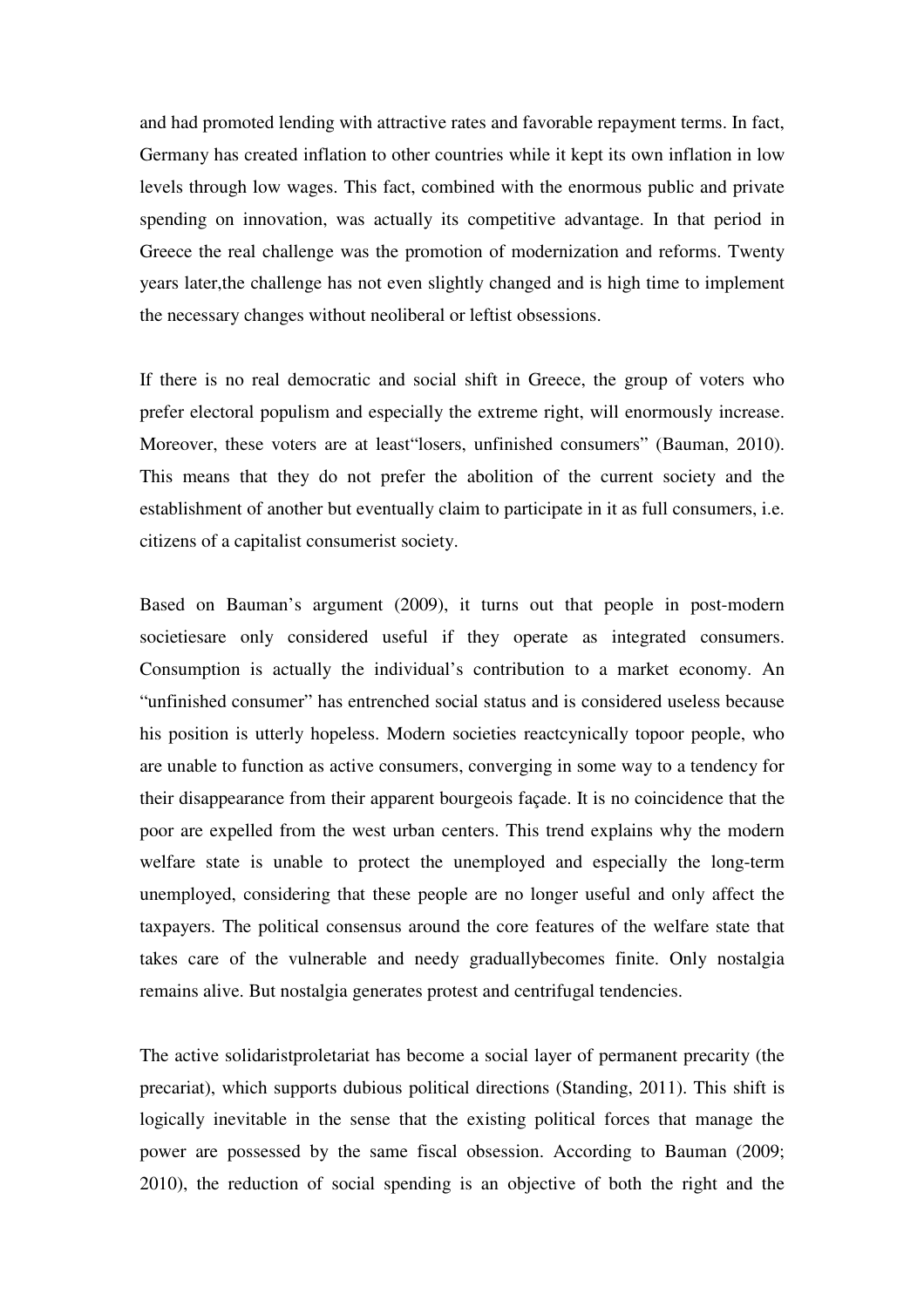and had promoted lending with attractive rates and favorable repayment terms. In fact, Germany has created inflation to other countries while it kept its own inflation in low levels through low wages. This fact, combined with the enormous public and private spending on innovation, was actually its competitive advantage. In that period in Greece the real challenge was the promotion of modernization and reforms. Twenty years later,the challenge has not even slightly changed and is high time to implement the necessary changes without neoliberal or leftist obsessions.

If there is no real democratic and social shift in Greece, the group of voters who prefer electoral populism and especially the extreme right, will enormously increase. Moreover, these voters are at least"losers, unfinished consumers" (Bauman, 2010). This means that they do not prefer the abolition of the current society and the establishment of another but eventually claim to participate in it as full consumers, i.e. citizens of a capitalist consumerist society.

Based on Bauman's argument (2009), it turns out that people in post-modern societiesare only considered useful if they operate as integrated consumers. Consumption is actually the individual's contribution to a market economy. An "unfinished consumer" has entrenched social status and is considered useless because his position is utterly hopeless. Modern societies reactcynically topoor people, who are unable to function as active consumers, converging in some way to a tendency for their disappearance from their apparent bourgeois façade. It is no coincidence that the poor are expelled from the west urban centers. This trend explains why the modern welfare state is unable to protect the unemployed and especially the long-term unemployed, considering that these people are no longer useful and only affect the taxpayers. The political consensus around the core features of the welfare state that takes care of the vulnerable and needy graduallybecomes finite. Only nostalgia remains alive. But nostalgia generates protest and centrifugal tendencies.

The active solidaristproletariat has become a social layer of permanent precarity (the precariat), which supports dubious political directions (Standing, 2011). This shift is logically inevitable in the sense that the existing political forces that manage the power are possessed by the same fiscal obsession. According to Bauman (2009; 2010), the reduction of social spending is an objective of both the right and the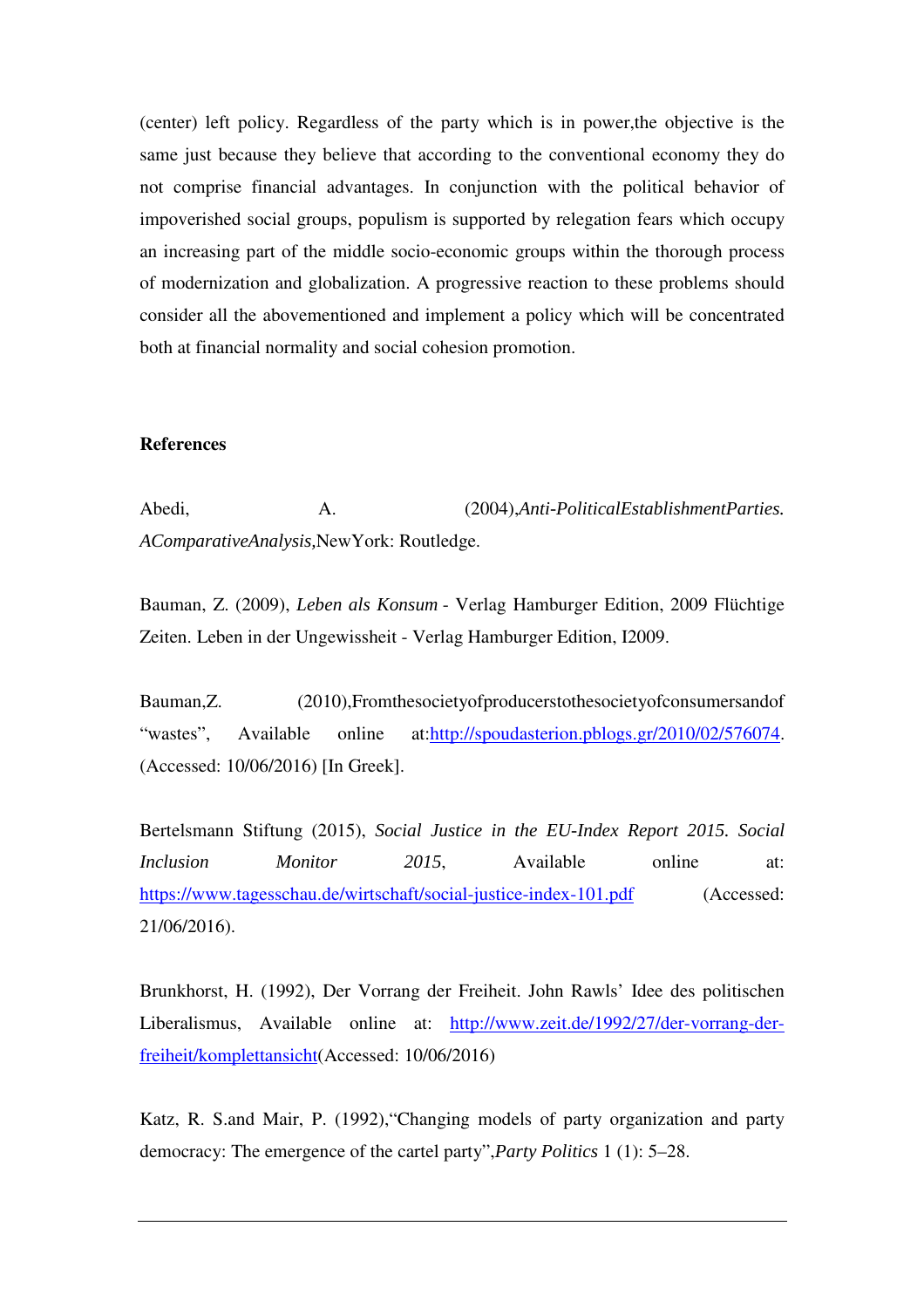(center) left policy. Regardless of the party which is in power,the objective is the same just because they believe that according to the conventional economy they do not comprise financial advantages. In conjunction with the political behavior of impoverished social groups, populism is supported by relegation fears which occupy an increasing part of the middle socio-economic groups within the thorough process of modernization and globalization. A progressive reaction to these problems should consider all the abovementioned and implement a policy which will be concentrated both at financial normality and social cohesion promotion.

**References**

Abedi, A. (2004),*Anti-PoliticalEstablishmentParties. AComparativeAnalysis,*NewYork: Routledge.

Bauman, Z. (2009), *Leben als Konsum* - Verlag Hamburger Edition, 2009 Flüchtige Zeiten. Leben in der Ungewissheit - Verlag Hamburger Edition, I2009.

Bauman,Z. (2010),Fromthesocietyofproducerstothesocietyofconsumersandof “wastes”, Available online at:[http://spoudasterion.pblogs.gr/2010/02/576074](http://spoudasterion.pblogs.gr/2010/02/576074). (Accessed: 10/06/2016) [In Greek].

Bertelsmann Stiftung (2015), *Social Justice in the EU-Index Report 2015. Social Inclusion Monitor 2015*, Available online at: [https://www.tagesschau.de/wirtschaft/social-justice-index-101.pdf](https://www.tagesschau.de/wirtschaft/social-justice-index-101.pdf) (Accessed: 21/06/2016).

Brunkhorst, H. (1992), Der Vorrang der Freiheit. John Rawls’ Idee des politischen Liberalismus, Available online at: [http://www.zeit.de/1992/27/der-vorrang-der-freiheit/komplettansicht](http://www.zeit.de/1992/27/der-vorrang-der-freiheit/komplettansicht)(Accessed: 10/06/2016)

Katz, R. S.and Mair, P. (1992),“Changing models of party organization and party democracy: The emergence of the cartel party”,*Party Politics* 1 (1): 5–28.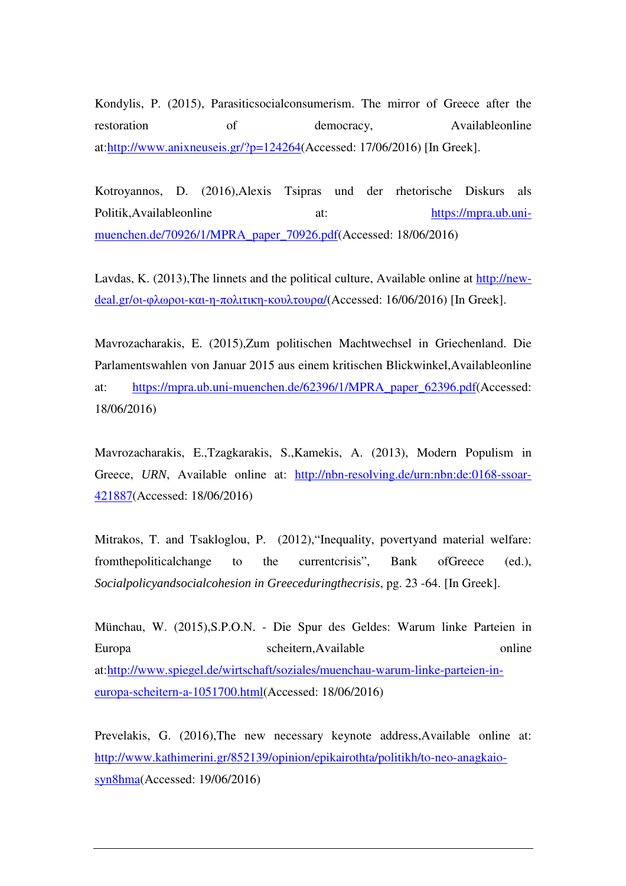Kondylis, P. (2015), Parasiticsocialconsumerism. The mirror of Greece after the restoration of democracy, Availableonline at:http://www.anixneuseis.gr/?p=124264(Accessed: 17/06/2016) [In Greek].

Kotroyannos, D. (2016),Alexis Tsipras und der rhetorische Diskurs als Politik,Availableonline at: https://mpra.ub.uni-muenchen.de/70926/1/MPRA_paper_70926.pdf(Accessed: 18/06/2016)

Lavdas, K. (2013),The linnets and the political culture, Available online at http://new-deal.gr/οι-φλωροι-και-η-πολιτικη-κουλτουρα/(Accessed: 16/06/2016) [In Greek].

Mavrozacharakis, E. (2015),Zum politischen Machtwechsel in Griechenland. Die Parlamentswahlen von Januar 2015 aus einem kritischen Blickwinkel,Availableonline at: https://mpra.ub.uni-muenchen.de/62396/1/MPRA_paper_62396.pdf(Accessed: 18/06/2016)

Mavrozacharakis, E.,Tzagkarakis, S.,Kamekis, A. (2013), Modern Populism in Greece, *URN*, Available online at: http://nbn-resolving.de/urn:nbn:de:0168-ssoar-421887(Accessed: 18/06/2016)

Mitrakos, T. and Tsakloglou, P. (2012),"Inequality, povertyand material welfare: fromthepoliticalchange to the currentcrisis", Bank ofGreece (ed.), *Socialpolicyandsocialcohesion in Greeceduringthecrisis*, pg. 23 -64. [In Greek].

Münchau, W. (2015),S.P.O.N. - Die Spur des Geldes: Warum linke Parteien in Europa scheitern,Available online at:http://www.spiegel.de/wirtschaft/soziales/muenchau-warum-linke-parteien-in-europa-scheitern-a-1051700.html(Accessed: 18/06/2016)

Prevelakis, G. (2016),The new necessary keynote address,Available online at: http://www.kathimerini.gr/852139/opinion/epikairothta/politikh/to-neo-anagkaio-syn8hma(Accessed: 19/06/2016)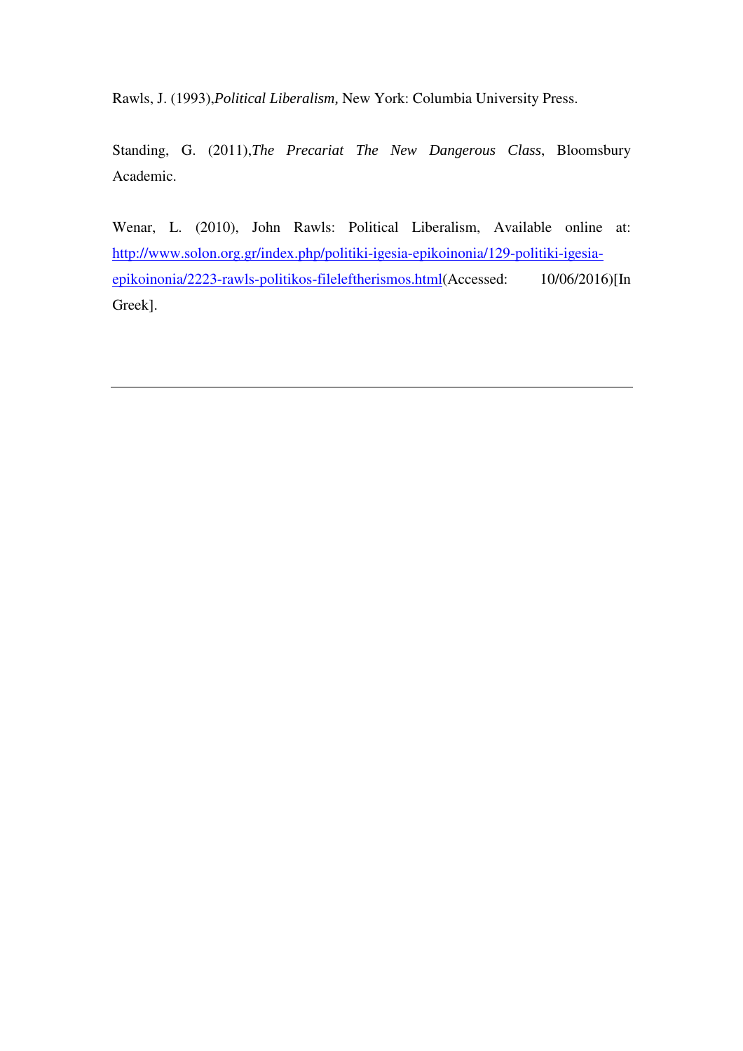Rawls, J. (1993),*Political Liberalism,* New York: Columbia University Press.

Standing, G. (2011),*The Precariat The New Dangerous Class*, Bloomsbury Academic.

Wenar, L. (2010), John Rawls: Political Liberalism, Available online at: [http://www.solon.org.gr/index.php/politiki-igesia-epikoinonia/129-politiki-igesia-epikoinonia/2223-rawls-politikos-fileleftherismos.html](http://www.solon.org.gr/index.php/politiki-igesia-epikoinonia/129-politiki-igesia-epikoinonia/2223-rawls-politikos-fileleftherismos.html)(Accessed: 10/06/2016)[In Greek].

---